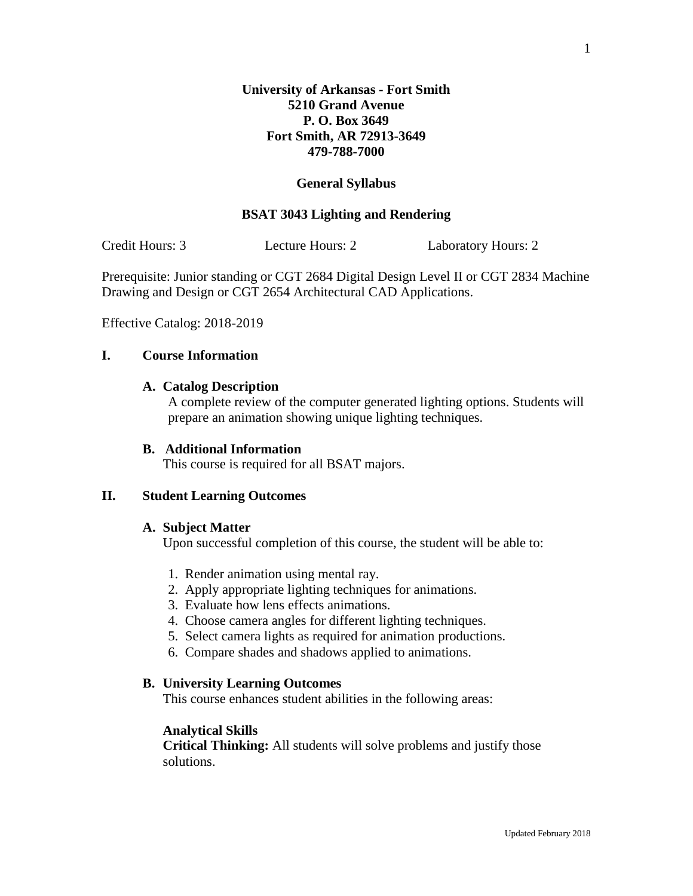**University of Arkansas - Fort Smith**
**5210 Grand Avenue**
**P. O. Box 3649**
**Fort Smith, AR 72913-3649**
**479-788-7000**

# General Syllabus

## BSAT 3043 Lighting and Rendering

Credit Hours: 3 Lecture Hours: 2 Laboratory Hours: 2

Prerequisite: Junior standing or CGT 2684 Digital Design Level II or CGT 2834 Machine Drawing and Design or CGT 2654 Architectural CAD Applications.

Effective Catalog: 2018-2019

## I. Course Information

### A. Catalog Description

A complete review of the computer generated lighting options. Students will prepare an animation showing unique lighting techniques.

### B. Additional Information

This course is required for all BSAT majors.

## II. Student Learning Outcomes

### A. Subject Matter

Upon successful completion of this course, the student will be able to:

1. Render animation using mental ray.
2. Apply appropriate lighting techniques for animations.
3. Evaluate how lens effects animations.
4. Choose camera angles for different lighting techniques.
5. Select camera lights as required for animation productions.
6. Compare shades and shadows applied to animations.

### B. University Learning Outcomes

This course enhances student abilities in the following areas:

**Analytical Skills**
**Critical Thinking:** All students will solve problems and justify those solutions.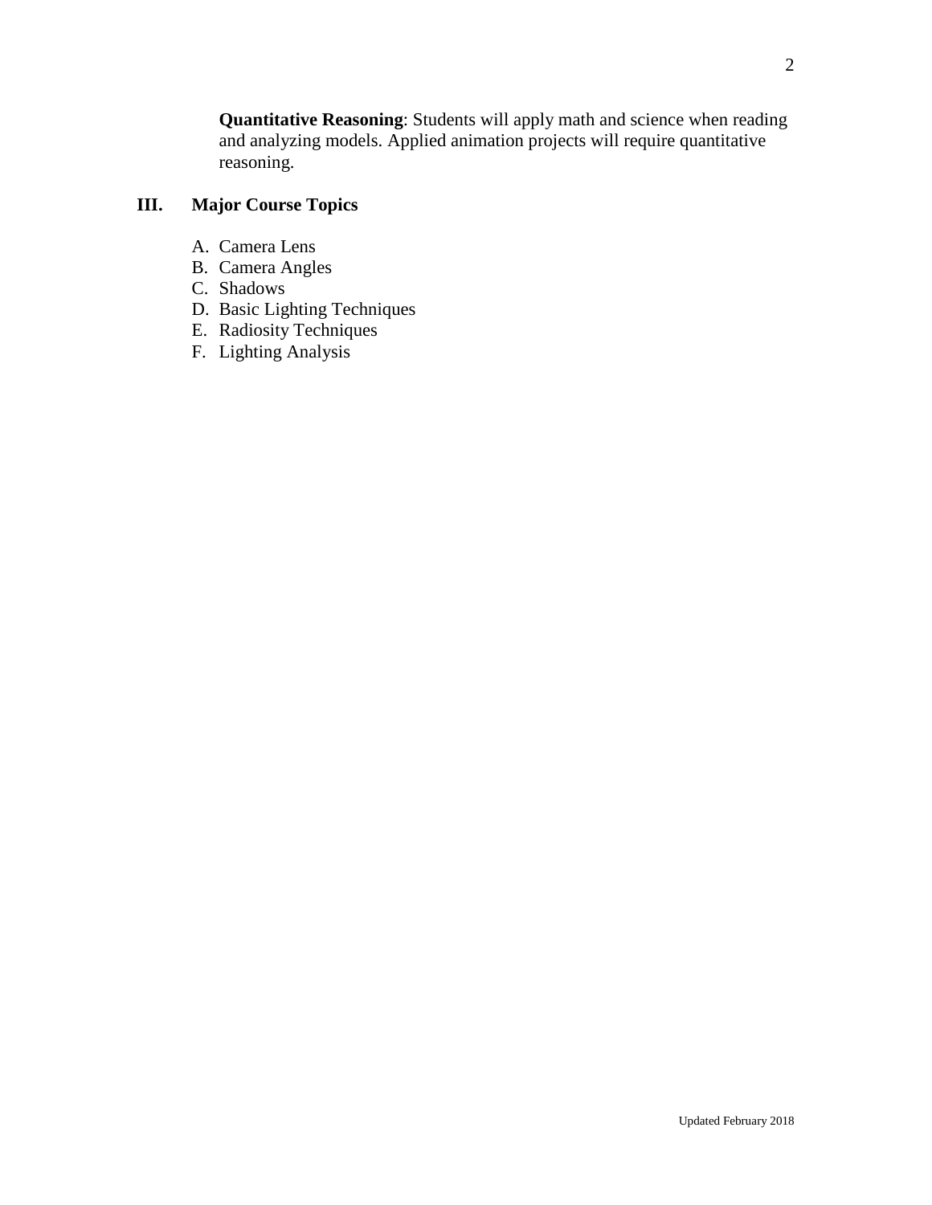**Quantitative Reasoning**: Students will apply math and science when reading and analyzing models. Applied animation projects will require quantitative reasoning.

## III. Major Course Topics

A. Camera Lens
B. Camera Angles
C. Shadows
D. Basic Lighting Techniques
E. Radiosity Techniques
F. Lighting Analysis